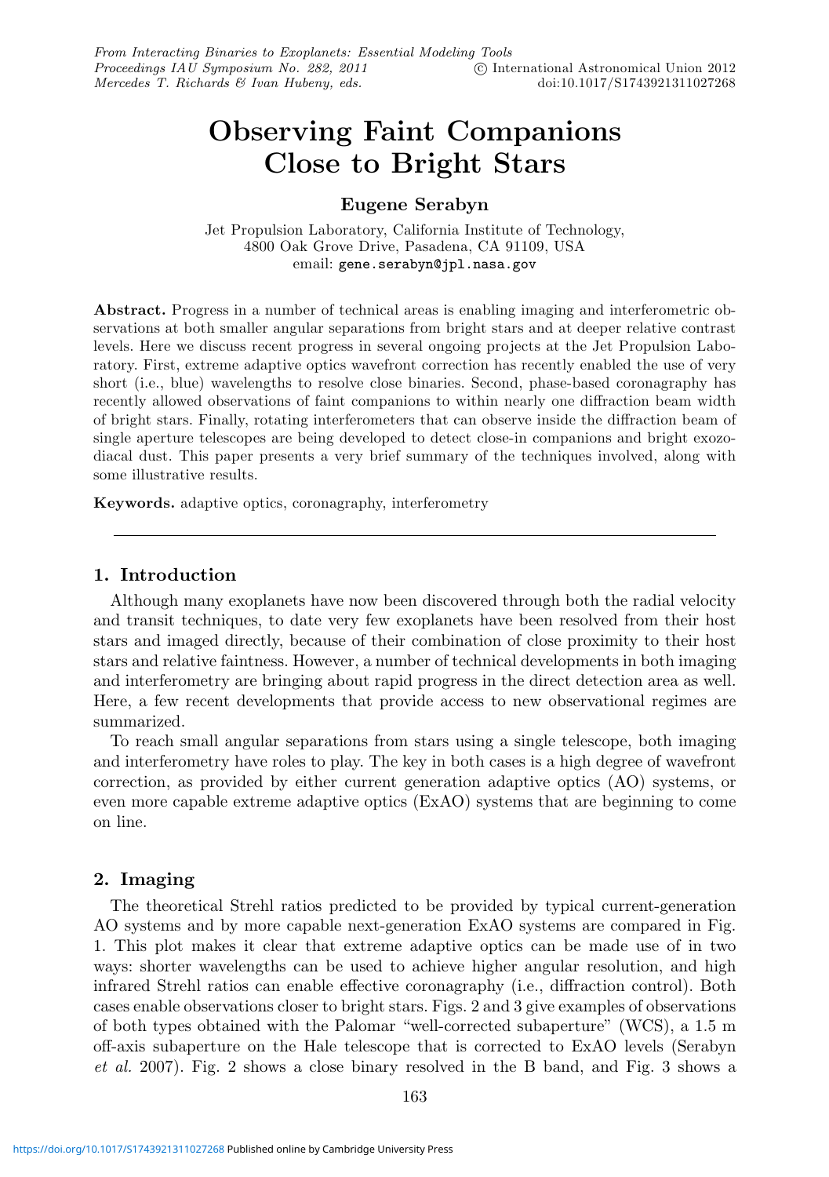# Observing Faint Companions Close to Bright Stars

**Eugene Serabyn**

Jet Propulsion Laboratory, California Institute of Technology,
4800 Oak Grove Drive, Pasadena, CA 91109, USA
email: gene.serabyn@jpl.nasa.gov

**Abstract.** Progress in a number of technical areas is enabling imaging and interferometric observations at both smaller angular separations from bright stars and at deeper relative contrast levels. Here we discuss recent progress in several ongoing projects at the Jet Propulsion Laboratory. First, extreme adaptive optics wavefront correction has recently enabled the use of very short (i.e., blue) wavelengths to resolve close binaries. Second, phase-based coronagraphy has recently allowed observations of faint companions to within nearly one diffraction beam width of bright stars. Finally, rotating interferometers that can observe inside the diffraction beam of single aperture telescopes are being developed to detect close-in companions and bright exozodiacal dust. This paper presents a very brief summary of the techniques involved, along with some illustrative results.

**Keywords.** adaptive optics, coronagraphy, interferometry

## 1. Introduction

Although many exoplanets have now been discovered through both the radial velocity and transit techniques, to date very few exoplanets have been resolved from their host stars and imaged directly, because of their combination of close proximity to their host stars and relative faintness. However, a number of technical developments in both imaging and interferometry are bringing about rapid progress in the direct detection area as well. Here, a few recent developments that provide access to new observational regimes are summarized.

To reach small angular separations from stars using a single telescope, both imaging and interferometry have roles to play. The key in both cases is a high degree of wavefront correction, as provided by either current generation adaptive optics (AO) systems, or even more capable extreme adaptive optics (ExAO) systems that are beginning to come on line.

## 2. Imaging

The theoretical Strehl ratios predicted to be provided by typical current-generation AO systems and by more capable next-generation ExAO systems are compared in Fig. 1. This plot makes it clear that extreme adaptive optics can be made use of in two ways: shorter wavelengths can be used to achieve higher angular resolution, and high infrared Strehl ratios can enable effective coronagraphy (i.e., diffraction control). Both cases enable observations closer to bright stars. Figs. 2 and 3 give examples of observations of both types obtained with the Palomar "well-corrected subaperture" (WCS), a 1.5 m off-axis subaperture on the Hale telescope that is corrected to ExAO levels (Serabyn *et al.* 2007). Fig. 2 shows a close binary resolved in the B band, and Fig. 3 shows a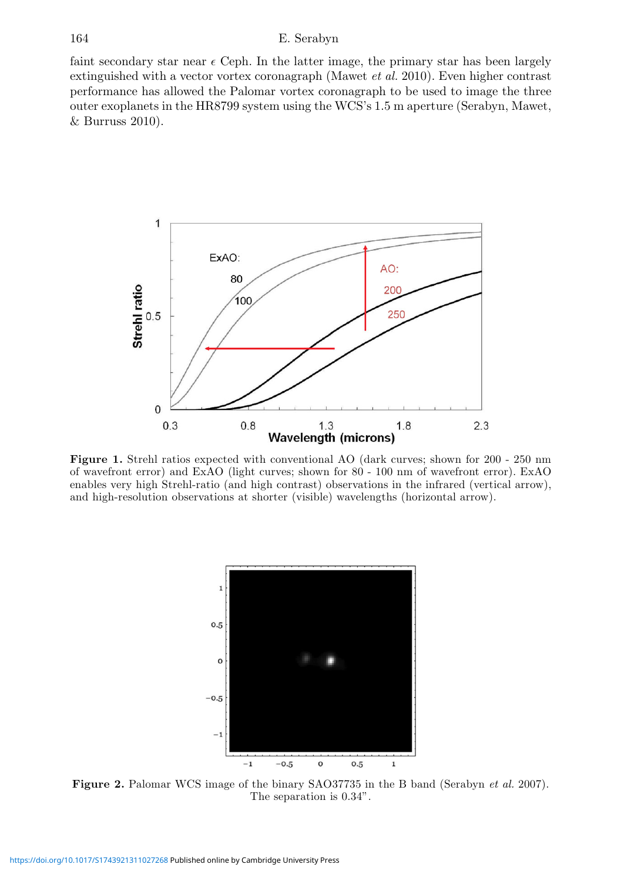faint secondary star near $\epsilon$ Ceph. In the latter image, the primary star has been largely extinguished with a vector vortex coronagraph (Mawet *et al.* 2010). Even higher contrast performance has allowed the Palomar vortex coronagraph to be used to image the three outer exoplanets in the HR8799 system using the WCS's 1.5 m aperture (Serabyn, Mawet, & Burruss 2010).

**Figure 1.** Strehl ratios expected with conventional AO (dark curves; shown for 200 - 250 nm of wavefront error) and ExAO (light curves; shown for 80 - 100 nm of wavefront error). ExAO enables very high Strehl-ratio (and high contrast) observations in the infrared (vertical arrow), and high-resolution observations at shorter (visible) wavelengths (horizontal arrow).

**Figure 2.** Palomar WCS image of the binary SAO37735 in the B band (Serabyn *et al.* 2007). The separation is 0.34".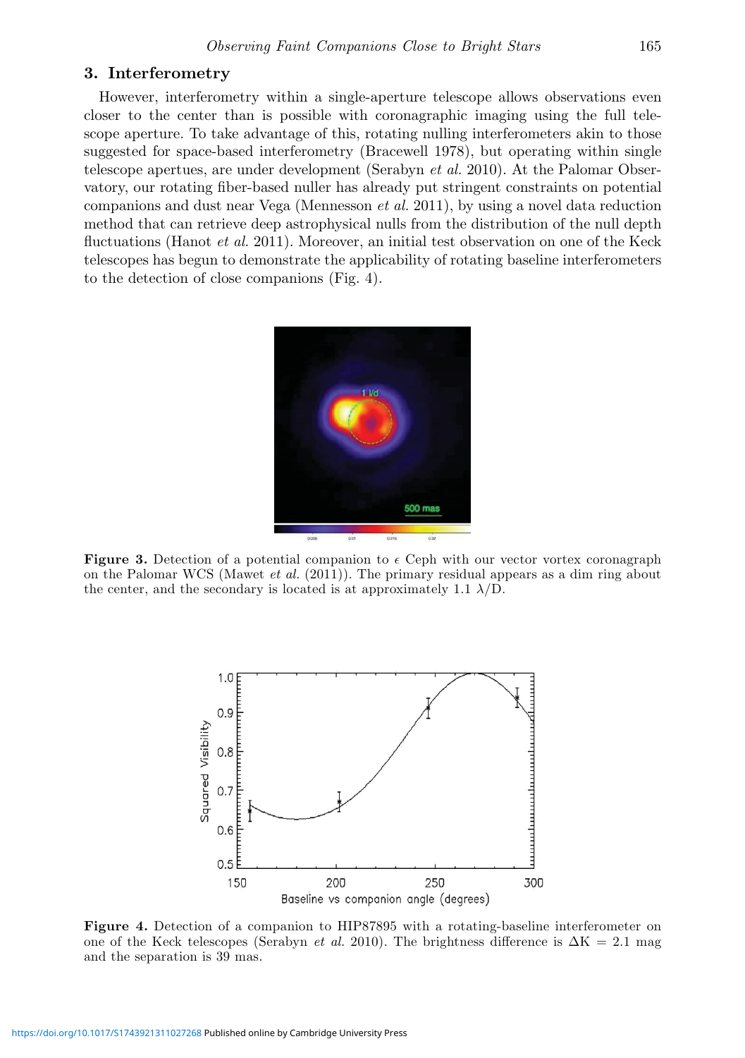## 3. Interferometry

However, interferometry within a single-aperture telescope allows observations even closer to the center than is possible with coronagraphic imaging using the full telescope aperture. To take advantage of this, rotating nulling interferometers akin to those suggested for space-based interferometry (Bracewell 1978), but operating within single telescope apertues, are under development (Serabyn *et al.* 2010). At the Palomar Observatory, our rotating fiber-based nuller has already put stringent constraints on potential companions and dust near Vega (Mennesson *et al.* 2011), by using a novel data reduction method that can retrieve deep astrophysical nulls from the distribution of the null depth fluctuations (Hanot *et al.* 2011). Moreover, an initial test observation on one of the Keck telescopes has begun to demonstrate the applicability of rotating baseline interferometers to the detection of close companions (Fig. 4).

**Figure 3.** Detection of a potential companion to $\epsilon$ Ceph with our vector vortex coronagraph on the Palomar WCS (Mawet *et al.* (2011)). The primary residual appears as a dim ring about the center, and the secondary is located is at approximately 1.1 $\lambda$/D.

**Figure 4.** Detection of a companion to HIP87895 with a rotating-baseline interferometer on one of the Keck telescopes (Serabyn *et al.* 2010). The brightness difference is $\Delta$K = 2.1 mag and the separation is 39 mas.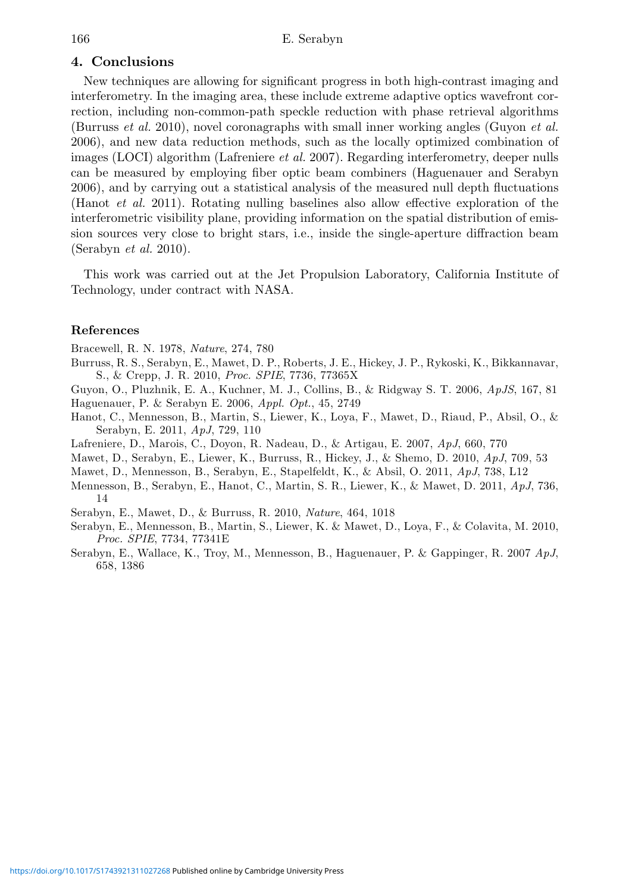## 4. Conclusions

New techniques are allowing for significant progress in both high-contrast imaging and interferometry. In the imaging area, these include extreme adaptive optics wavefront correction, including non-common-path speckle reduction with phase retrieval algorithms (Burruss *et al.* 2010), novel coronagraphs with small inner working angles (Guyon *et al.* 2006), and new data reduction methods, such as the locally optimized combination of images (LOCI) algorithm (Lafreniere *et al.* 2007). Regarding interferometry, deeper nulls can be measured by employing fiber optic beam combiners (Haguenauer and Serabyn 2006), and by carrying out a statistical analysis of the measured null depth fluctuations (Hanot *et al.* 2011). Rotating nulling baselines also allow effective exploration of the interferometric visibility plane, providing information on the spatial distribution of emission sources very close to bright stars, i.e., inside the single-aperture diffraction beam (Serabyn *et al.* 2010).

This work was carried out at the Jet Propulsion Laboratory, California Institute of Technology, under contract with NASA.

### References

Bracewell, R. N. 1978, *Nature*, 274, 780

Burruss, R. S., Serabyn, E., Mawet, D. P., Roberts, J. E., Hickey, J. P., Rykoski, K., Bikkannavar, S., & Crepp, J. R. 2010, *Proc. SPIE*, 7736, 77365X

Guyon, O., Pluzhnik, E. A., Kuchner, M. J., Collins, B., & Ridgway S. T. 2006, *ApJS*, 167, 81

Haguenauer, P. & Serabyn E. 2006, *Appl. Opt.*, 45, 2749

Hanot, C., Mennesson, B., Martin, S., Liewer, K., Loya, F., Mawet, D., Riaud, P., Absil, O., & Serabyn, E. 2011, *ApJ*, 729, 110

Lafreniere, D., Marois, C., Doyon, R. Nadeau, D., & Artigau, E. 2007, *ApJ*, 660, 770

Mawet, D., Serabyn, E., Liewer, K., Burruss, R., Hickey, J., & Shemo, D. 2010, *ApJ*, 709, 53

Mawet, D., Mennesson, B., Serabyn, E., Stapelfeldt, K., & Absil, O. 2011, *ApJ*, 738, L12

Mennesson, B., Serabyn, E., Hanot, C., Martin, S. R., Liewer, K., & Mawet, D. 2011, *ApJ*, 736, 14

Serabyn, E., Mawet, D., & Burruss, R. 2010, *Nature*, 464, 1018

Serabyn, E., Mennesson, B., Martin, S., Liewer, K. & Mawet, D., Loya, F., & Colavita, M. 2010, *Proc. SPIE*, 7734, 77341E

Serabyn, E., Wallace, K., Troy, M., Mennesson, B., Haguenauer, P. & Gappinger, R. 2007 *ApJ*, 658, 1386